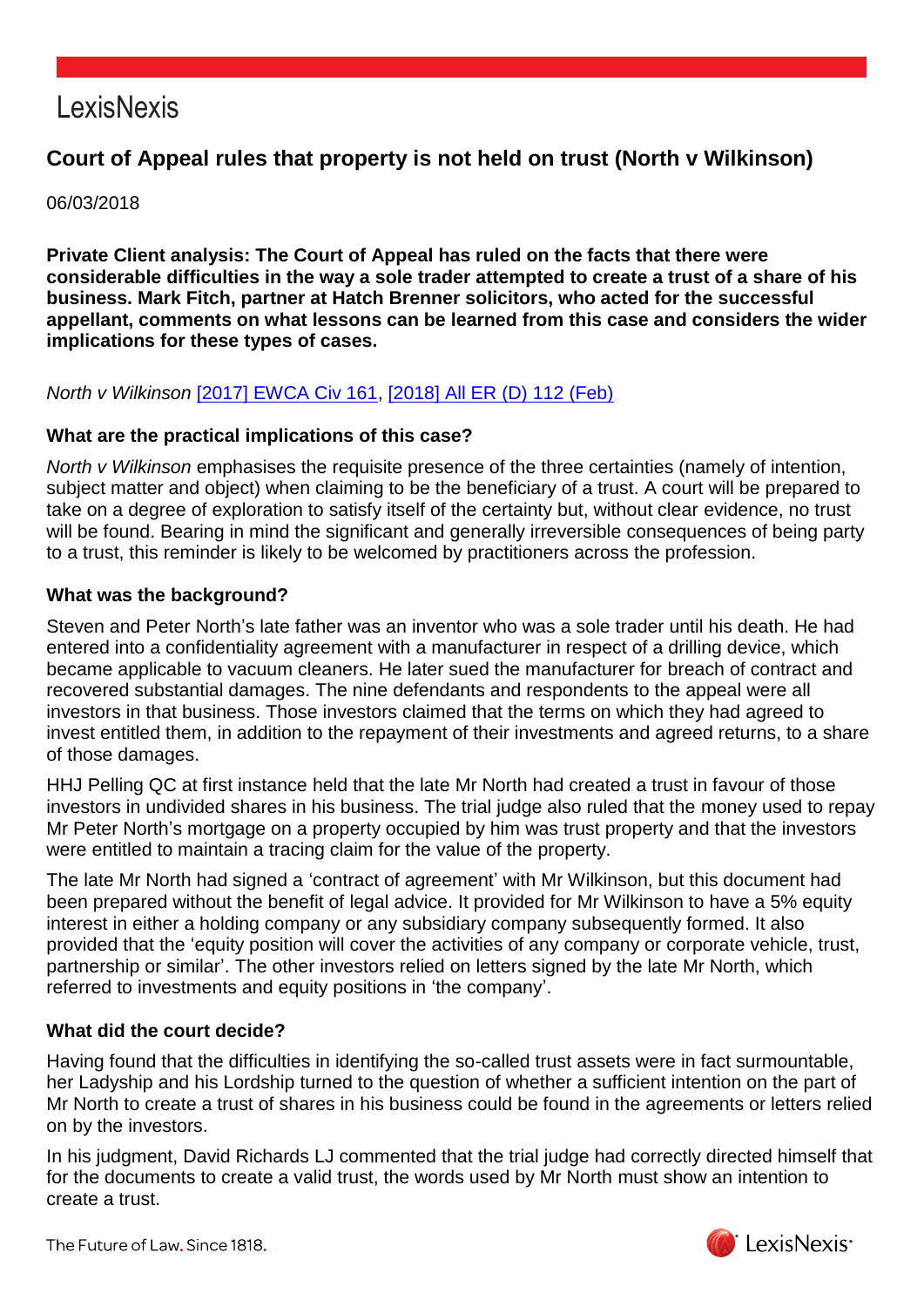LexisNexis

# Court of Appeal rules that property is not held on trust (North v Wilkinson)

06/03/2018

**Private Client analysis: The Court of Appeal has ruled on the facts that there were considerable difficulties in the way a sole trader attempted to create a trust of a share of his business. Mark Fitch, partner at Hatch Brenner solicitors, who acted for the successful appellant, comments on what lessons can be learned from this case and considers the wider implications for these types of cases.**

*North v Wilkinson* [2017] EWCA Civ 161, [2018] All ER (D) 112 (Feb)

### What are the practical implications of this case?

*North v Wilkinson* emphasises the requisite presence of the three certainties (namely of intention, subject matter and object) when claiming to be the beneficiary of a trust. A court will be prepared to take on a degree of exploration to satisfy itself of the certainty but, without clear evidence, no trust will be found. Bearing in mind the significant and generally irreversible consequences of being party to a trust, this reminder is likely to be welcomed by practitioners across the profession.

### What was the background?

Steven and Peter North's late father was an inventor who was a sole trader until his death. He had entered into a confidentiality agreement with a manufacturer in respect of a drilling device, which became applicable to vacuum cleaners. He later sued the manufacturer for breach of contract and recovered substantial damages. The nine defendants and respondents to the appeal were all investors in that business. Those investors claimed that the terms on which they had agreed to invest entitled them, in addition to the repayment of their investments and agreed returns, to a share of those damages.

HHJ Pelling QC at first instance held that the late Mr North had created a trust in favour of those investors in undivided shares in his business. The trial judge also ruled that the money used to repay Mr Peter North's mortgage on a property occupied by him was trust property and that the investors were entitled to maintain a tracing claim for the value of the property.

The late Mr North had signed a 'contract of agreement' with Mr Wilkinson, but this document had been prepared without the benefit of legal advice. It provided for Mr Wilkinson to have a 5% equity interest in either a holding company or any subsidiary company subsequently formed. It also provided that the 'equity position will cover the activities of any company or corporate vehicle, trust, partnership or similar'. The other investors relied on letters signed by the late Mr North, which referred to investments and equity positions in 'the company'.

### What did the court decide?

Having found that the difficulties in identifying the so-called trust assets were in fact surmountable, her Ladyship and his Lordship turned to the question of whether a sufficient intention on the part of Mr North to create a trust of shares in his business could be found in the agreements or letters relied on by the investors.

In his judgment, David Richards LJ commented that the trial judge had correctly directed himself that for the documents to create a valid trust, the words used by Mr North must show an intention to create a trust.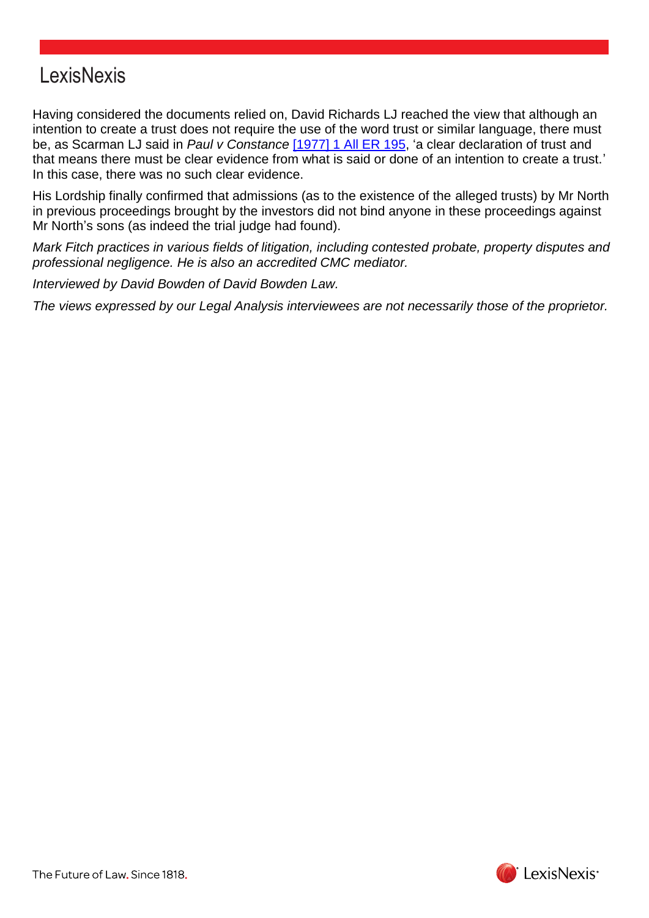Having considered the documents relied on, David Richards LJ reached the view that although an intention to create a trust does not require the use of the word trust or similar language, there must be, as Scarman LJ said in *Paul v Constance* [1977] 1 All ER 195, 'a clear declaration of trust and that means there must be clear evidence from what is said or done of an intention to create a trust.' In this case, there was no such clear evidence.

His Lordship finally confirmed that admissions (as to the existence of the alleged trusts) by Mr North in previous proceedings brought by the investors did not bind anyone in these proceedings against Mr North's sons (as indeed the trial judge had found).

*Mark Fitch practices in various fields of litigation, including contested probate, property disputes and professional negligence. He is also an accredited CMC mediator.*

*Interviewed by David Bowden of David Bowden Law.*

*The views expressed by our Legal Analysis interviewees are not necessarily those of the proprietor.*